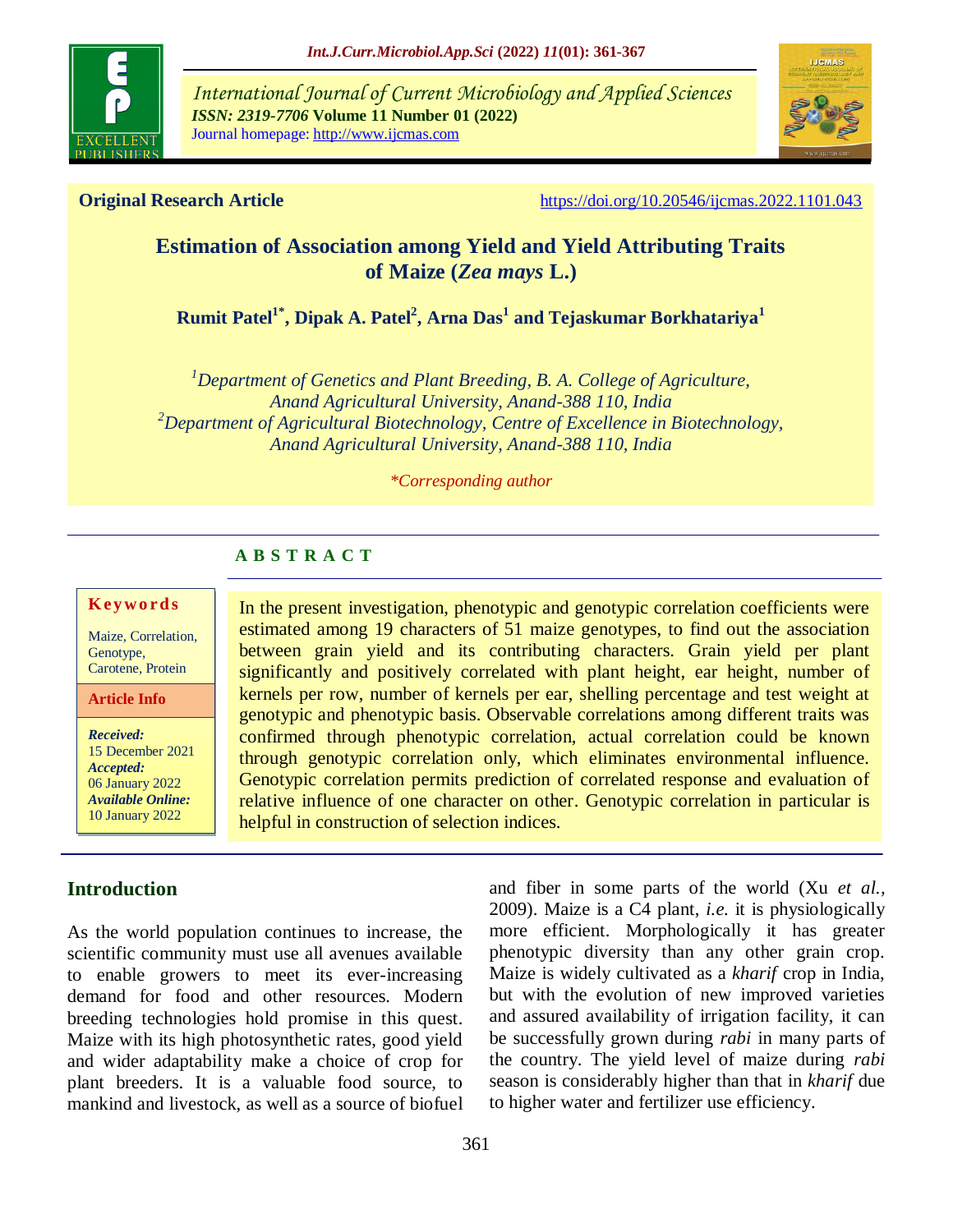# International Journal of Current Microbiology and Applied Sciences

*ISSN: 2319-7706* **Volume 11 Number 01 (2022)**

Journal homepage: http://www.ijcmas.com

**Original Research Article** https://doi.org/10.20546/ijcmas.2022.1101.043

## Estimation of Association among Yield and Yield Attributing Traits of Maize (*Zea mays* L.)

**Rumit Patel[1*], Dipak A. Patel[2], Arna Das[1] and Tejaskumar Borkhatariya[1]**

*[1]Department of Genetics and Plant Breeding, B. A. College of Agriculture, Anand Agricultural University, Anand-388 110, India*
*[2]Department of Agricultural Biotechnology, Centre of Excellence in Biotechnology, Anand Agricultural University, Anand-388 110, India*

*\*Corresponding author*

**A B S T R A C T**

**Keywords**

Maize, Correlation, Genotype, Carotene, Protein

**Article Info**

***Received:*** 15 December 2021
***Accepted:*** 06 January 2022
***Available Online:*** 10 January 2022

In the present investigation, phenotypic and genotypic correlation coefficients were estimated among 19 characters of 51 maize genotypes, to find out the association between grain yield and its contributing characters. Grain yield per plant significantly and positively correlated with plant height, ear height, number of kernels per row, number of kernels per ear, shelling percentage and test weight at genotypic and phenotypic basis. Observable correlations among different traits was confirmed through phenotypic correlation, actual correlation could be known through genotypic correlation only, which eliminates environmental influence. Genotypic correlation permits prediction of correlated response and evaluation of relative influence of one character on other. Genotypic correlation in particular is helpful in construction of selection indices.

## Introduction

As the world population continues to increase, the scientific community must use all avenues available to enable growers to meet its ever-increasing demand for food and other resources. Modern breeding technologies hold promise in this quest. Maize with its high photosynthetic rates, good yield and wider adaptability make a choice of crop for plant breeders. It is a valuable food source, to mankind and livestock, as well as a source of biofuel and fiber in some parts of the world (Xu *et al.,* 2009). Maize is a C4 plant, *i.e.* it is physiologically more efficient. Morphologically it has greater phenotypic diversity than any other grain crop. Maize is widely cultivated as a *kharif* crop in India, but with the evolution of new improved varieties and assured availability of irrigation facility, it can be successfully grown during *rabi* in many parts of the country. The yield level of maize during *rabi* season is considerably higher than that in *kharif* due to higher water and fertilizer use efficiency.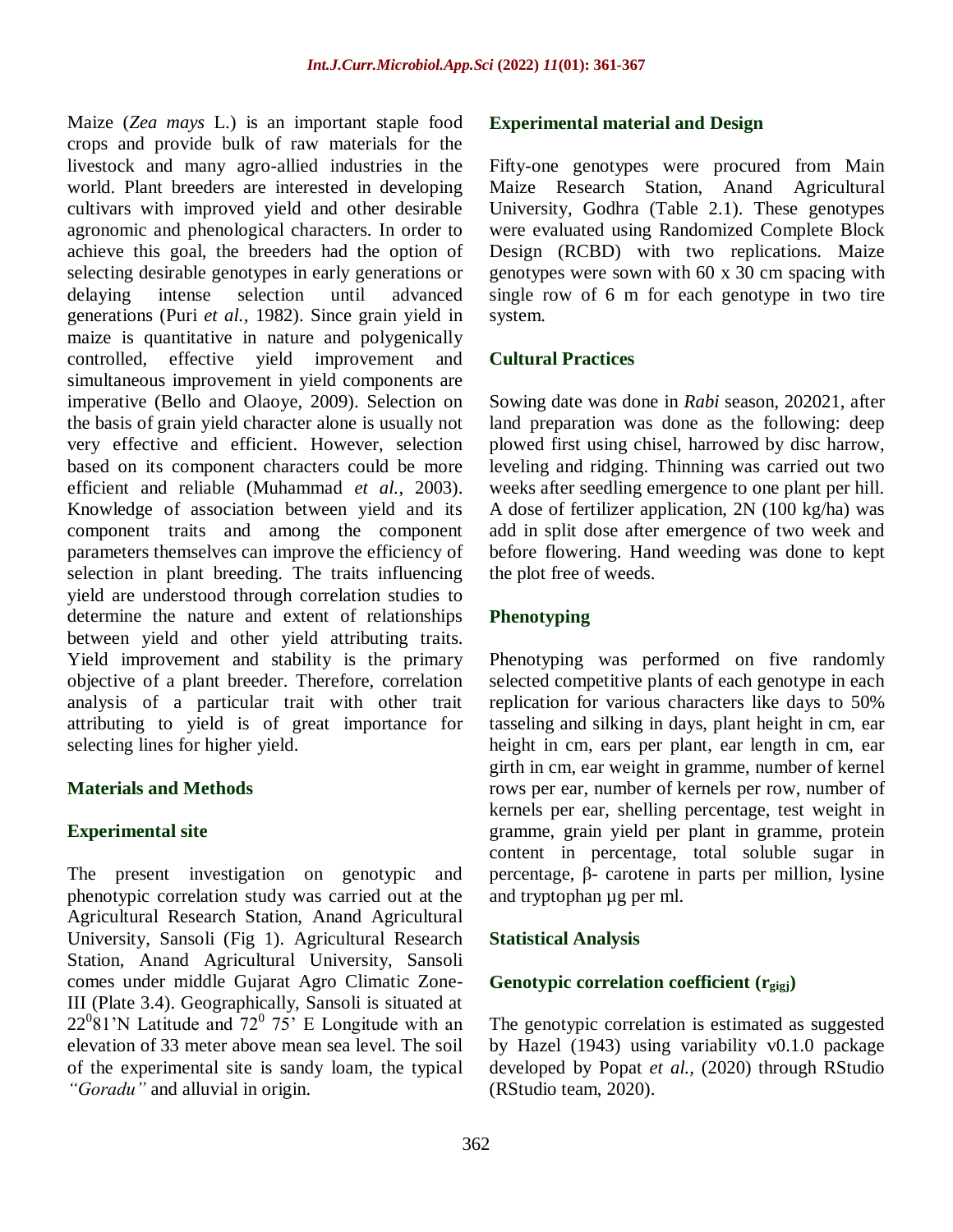Maize (*Zea mays* L.) is an important staple food crops and provide bulk of raw materials for the livestock and many agro-allied industries in the world. Plant breeders are interested in developing cultivars with improved yield and other desirable agronomic and phenological characters. In order to achieve this goal, the breeders had the option of selecting desirable genotypes in early generations or delaying intense selection until advanced generations (Puri *et al.,* 1982). Since grain yield in maize is quantitative in nature and polygenically controlled, effective yield improvement and simultaneous improvement in yield components are imperative (Bello and Olaoye, 2009). Selection on the basis of grain yield character alone is usually not very effective and efficient. However, selection based on its component characters could be more efficient and reliable (Muhammad *et al.,* 2003). Knowledge of association between yield and its component traits and among the component parameters themselves can improve the efficiency of selection in plant breeding. The traits influencing yield are understood through correlation studies to determine the nature and extent of relationships between yield and other yield attributing traits. Yield improvement and stability is the primary objective of a plant breeder. Therefore, correlation analysis of a particular trait with other trait attributing to yield is of great importance for selecting lines for higher yield.

## Materials and Methods

### Experimental site

The present investigation on genotypic and phenotypic correlation study was carried out at the Agricultural Research Station, Anand Agricultural University, Sansoli (Fig 1). Agricultural Research Station, Anand Agricultural University, Sansoli comes under middle Gujarat Agro Climatic Zone-III (Plate 3.4). Geographically, Sansoli is situated at $22^0$81'N Latitude and $72^0$ 75' E Longitude with an elevation of 33 meter above mean sea level. The soil of the experimental site is sandy loam, the typical *"Goradu"* and alluvial in origin.

### Experimental material and Design

Fifty-one genotypes were procured from Main Maize Research Station, Anand Agricultural University, Godhra (Table 2.1). These genotypes were evaluated using Randomized Complete Block Design (RCBD) with two replications. Maize genotypes were sown with 60 x 30 cm spacing with single row of 6 m for each genotype in two tire system.

### Cultural Practices

Sowing date was done in *Rabi* season, 202021, after land preparation was done as the following: deep plowed first using chisel, harrowed by disc harrow, leveling and ridging. Thinning was carried out two weeks after seedling emergence to one plant per hill. A dose of fertilizer application, 2N (100 kg/ha) was add in split dose after emergence of two week and before flowering. Hand weeding was done to kept the plot free of weeds.

### Phenotyping

Phenotyping was performed on five randomly selected competitive plants of each genotype in each replication for various characters like days to 50% tasseling and silking in days, plant height in cm, ear height in cm, ears per plant, ear length in cm, ear girth in cm, ear weight in gramme, number of kernel rows per ear, number of kernels per row, number of kernels per ear, shelling percentage, test weight in gramme, grain yield per plant in gramme, protein content in percentage, total soluble sugar in percentage, β- carotene in parts per million, lysine and tryptophan µg per ml.

### Statistical Analysis

#### Genotypic correlation coefficient ($r_{gigj}$)

The genotypic correlation is estimated as suggested by Hazel (1943) using variability v0.1.0 package developed by Popat *et al.,* (2020) through RStudio (RStudio team, 2020).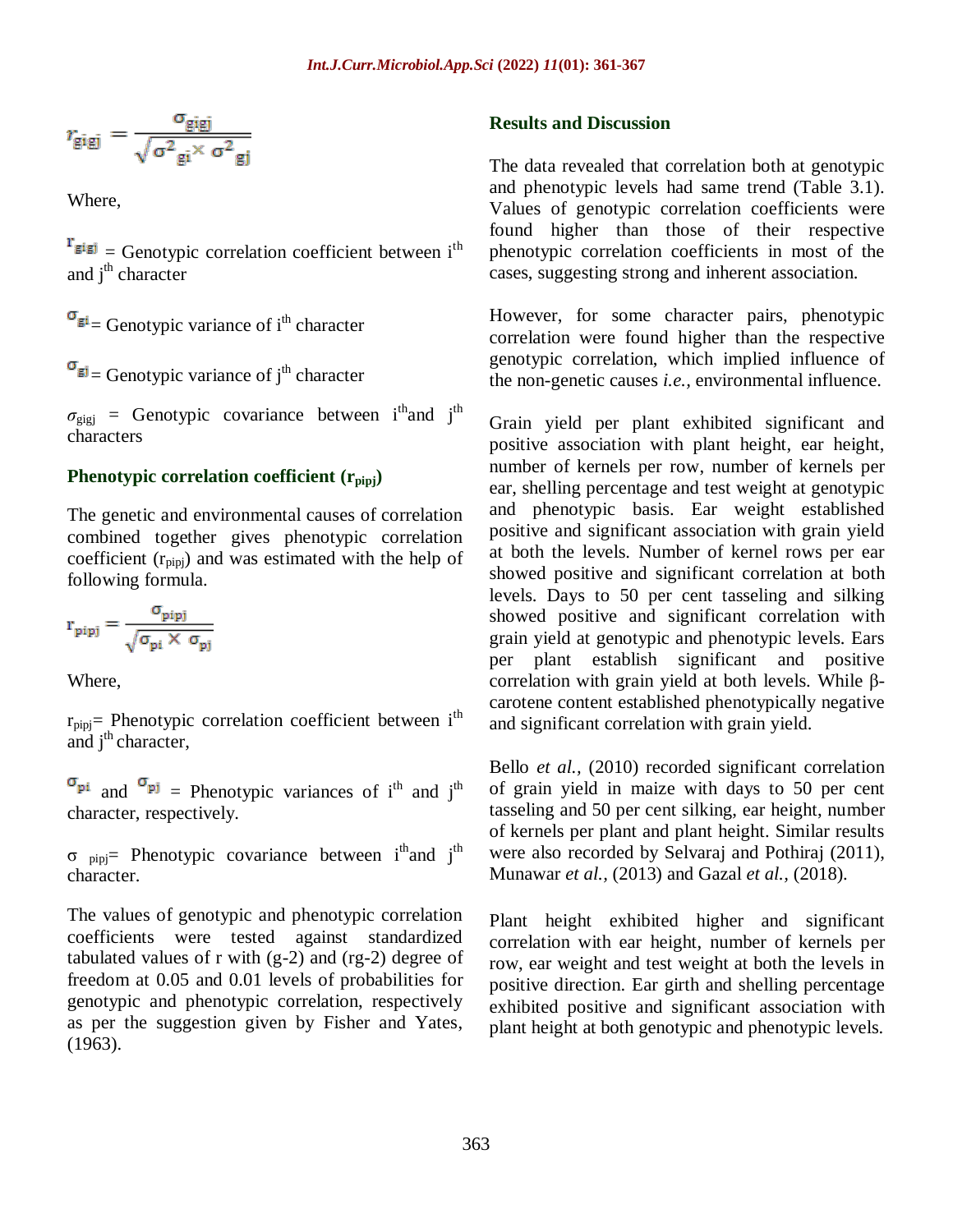$$r_{gigj} = \frac{\sigma_{gigj}}{\sqrt{\sigma^2_{gi} \times \sigma^2_{gj}}}$$

Where,

$r_{gigj}$ = Genotypic correlation coefficient between $i^{th}$ and $j^{th}$ character

$\sigma_{gi}$ = Genotypic variance of $i^{th}$ character

$\sigma_{gj}$ = Genotypic variance of $j^{th}$ character

$\sigma_{gigj}$ = Genotypic covariance between $i^{th}$ and $j^{th}$ characters

### Phenotypic correlation coefficient ($r_{pipj}$)

The genetic and environmental causes of correlation combined together gives phenotypic correlation coefficient ($r_{pipj}$) and was estimated with the help of following formula.

$$r_{pipj} = \frac{\sigma_{pipj}}{\sqrt{\sigma_{pi} \times \sigma_{pj}}}$$

Where,

$r_{pipj}$= Phenotypic correlation coefficient between $i^{th}$ and $j^{th}$ character,

$\sigma_{pi}$ and $\sigma_{pj}$ = Phenotypic variances of $i^{th}$ and $j^{th}$ character, respectively.

$\sigma_{pipj}$= Phenotypic covariance between $i^{th}$ and $j^{th}$ character.

The values of genotypic and phenotypic correlation coefficients were tested against standardized tabulated values of r with (g-2) and (rg-2) degree of freedom at 0.05 and 0.01 levels of probabilities for genotypic and phenotypic correlation, respectively as per the suggestion given by Fisher and Yates, (1963).

## Results and Discussion

The data revealed that correlation both at genotypic and phenotypic levels had same trend (Table 3.1). Values of genotypic correlation coefficients were found higher than those of their respective phenotypic correlation coefficients in most of the cases, suggesting strong and inherent association.

However, for some character pairs, phenotypic correlation were found higher than the respective genotypic correlation, which implied influence of the non-genetic causes *i.e.,* environmental influence.

Grain yield per plant exhibited significant and positive association with plant height, ear height, number of kernels per row, number of kernels per ear, shelling percentage and test weight at genotypic and phenotypic basis. Ear weight established positive and significant association with grain yield at both the levels. Number of kernel rows per ear showed positive and significant correlation at both levels. Days to 50 per cent tasseling and silking showed positive and significant correlation with grain yield at genotypic and phenotypic levels. Ears per plant establish significant and positive correlation with grain yield at both levels. While β-carotene content established phenotypically negative and significant correlation with grain yield.

Bello *et al.,* (2010) recorded significant correlation of grain yield in maize with days to 50 per cent tasseling and 50 per cent silking, ear height, number of kernels per plant and plant height. Similar results were also recorded by Selvaraj and Pothiraj (2011), Munawar *et al.,* (2013) and Gazal *et al.,* (2018).

Plant height exhibited higher and significant correlation with ear height, number of kernels per row, ear weight and test weight at both the levels in positive direction. Ear girth and shelling percentage exhibited positive and significant association with plant height at both genotypic and phenotypic levels.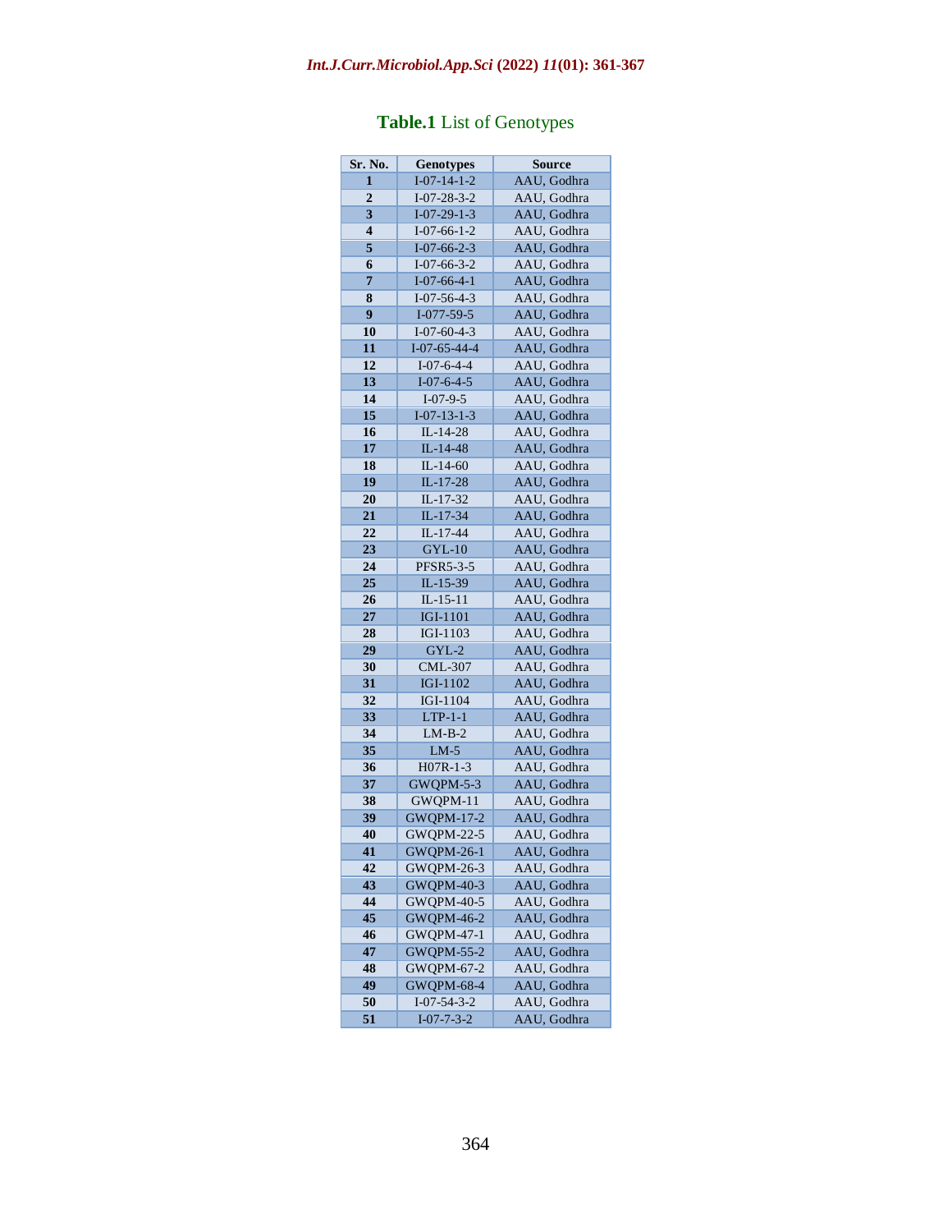**Table.1** List of Genotypes

| Sr. No. | Genotypes | Source |
|---|---|---|
| **1** | I-07-14-1-2 | AAU, Godhra |
| **2** | I-07-28-3-2 | AAU, Godhra |
| **3** | I-07-29-1-3 | AAU, Godhra |
| **4** | I-07-66-1-2 | AAU, Godhra |
| **5** | I-07-66-2-3 | AAU, Godhra |
| **6** | I-07-66-3-2 | AAU, Godhra |
| **7** | I-07-66-4-1 | AAU, Godhra |
| **8** | I-07-56-4-3 | AAU, Godhra |
| **9** | I-077-59-5 | AAU, Godhra |
| **10** | I-07-60-4-3 | AAU, Godhra |
| **11** | I-07-65-44-4 | AAU, Godhra |
| **12** | I-07-6-4-4 | AAU, Godhra |
| **13** | I-07-6-4-5 | AAU, Godhra |
| **14** | I-07-9-5 | AAU, Godhra |
| **15** | I-07-13-1-3 | AAU, Godhra |
| **16** | IL-14-28 | AAU, Godhra |
| **17** | IL-14-48 | AAU, Godhra |
| **18** | IL-14-60 | AAU, Godhra |
| **19** | IL-17-28 | AAU, Godhra |
| **20** | IL-17-32 | AAU, Godhra |
| **21** | IL-17-34 | AAU, Godhra |
| **22** | IL-17-44 | AAU, Godhra |
| **23** | GYL-10 | AAU, Godhra |
| **24** | PFSR5-3-5 | AAU, Godhra |
| **25** | IL-15-39 | AAU, Godhra |
| **26** | IL-15-11 | AAU, Godhra |
| **27** | IGI-1101 | AAU, Godhra |
| **28** | IGI-1103 | AAU, Godhra |
| **29** | GYL-2 | AAU, Godhra |
| **30** | CML-307 | AAU, Godhra |
| **31** | IGI-1102 | AAU, Godhra |
| **32** | IGI-1104 | AAU, Godhra |
| **33** | LTP-1-1 | AAU, Godhra |
| **34** | LM-B-2 | AAU, Godhra |
| **35** | LM-5 | AAU, Godhra |
| **36** | H07R-1-3 | AAU, Godhra |
| **37** | GWQPM-5-3 | AAU, Godhra |
| **38** | GWQPM-11 | AAU, Godhra |
| **39** | GWQPM-17-2 | AAU, Godhra |
| **40** | GWQPM-22-5 | AAU, Godhra |
| **41** | GWQPM-26-1 | AAU, Godhra |
| **42** | GWQPM-26-3 | AAU, Godhra |
| **43** | GWQPM-40-3 | AAU, Godhra |
| **44** | GWQPM-40-5 | AAU, Godhra |
| **45** | GWQPM-46-2 | AAU, Godhra |
| **46** | GWQPM-47-1 | AAU, Godhra |
| **47** | GWQPM-55-2 | AAU, Godhra |
| **48** | GWQPM-67-2 | AAU, Godhra |
| **49** | GWQPM-68-4 | AAU, Godhra |
| **50** | I-07-54-3-2 | AAU, Godhra |
| **51** | I-07-7-3-2 | AAU, Godhra |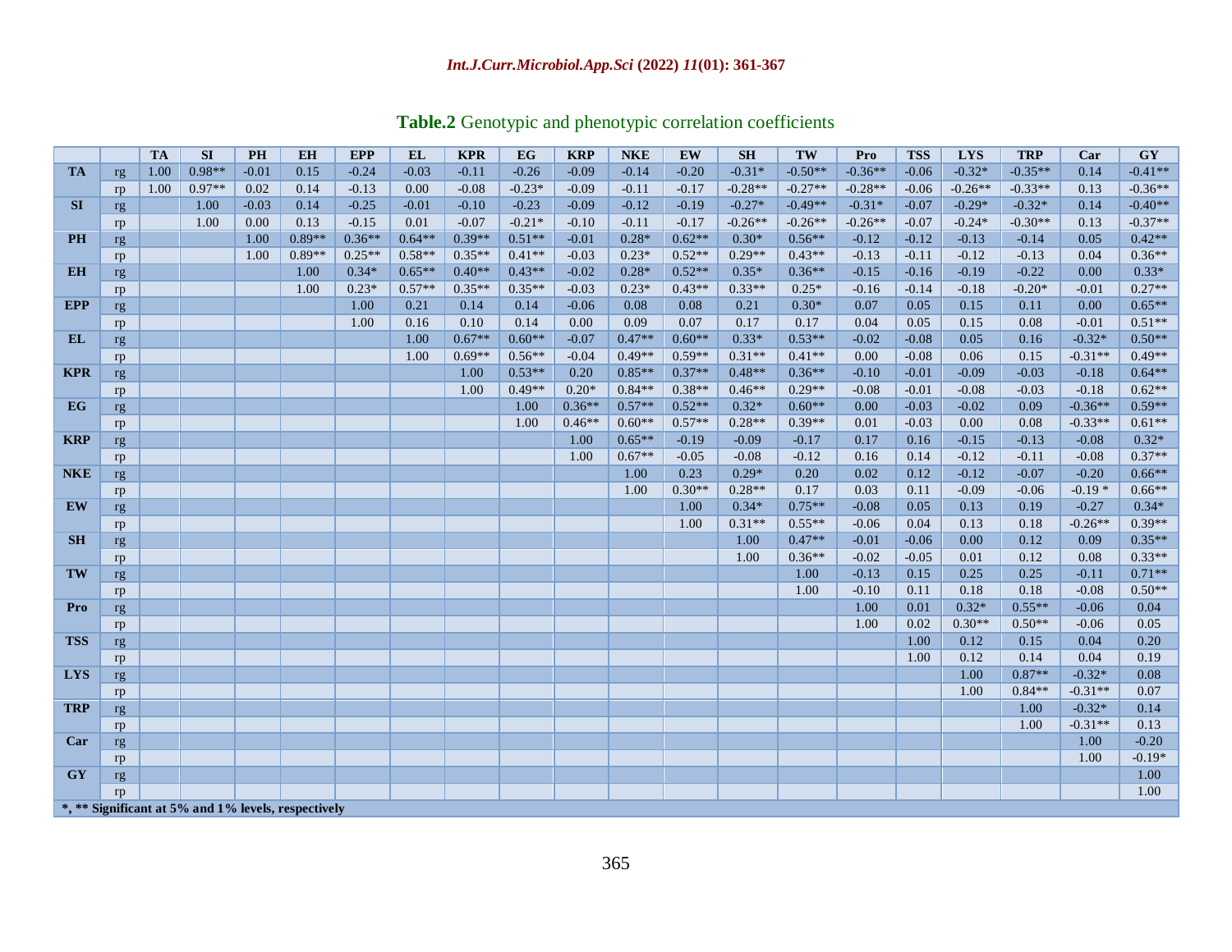**Table.2** Genotypic and phenotypic correlation coefficients

| | | TA | SI | PH | EH | EPP | EL | KPR | EG | KRP | NKE | EW | SH | TW | Pro | TSS | LYS | TRP | Car | GY |
|---|---|---|---|---|---|---|---|---|---|---|---|---|---|---|---|---|---|---|---|---|
| **TA** | rg | 1.00 | 0.98** | -0.01 | 0.15 | -0.24 | -0.03 | -0.11 | -0.26 | -0.09 | -0.14 | -0.20 | -0.31* | -0.50** | -0.36** | -0.06 | -0.32* | -0.35** | 0.14 | -0.41** |
| | rp | 1.00 | 0.97** | 0.02 | 0.14 | -0.13 | 0.00 | -0.08 | -0.23* | -0.09 | -0.11 | -0.17 | -0.28** | -0.27** | -0.28** | -0.06 | -0.26** | -0.33** | 0.13 | -0.36** |
| **SI** | rg | | 1.00 | -0.03 | 0.14 | -0.25 | -0.01 | -0.10 | -0.23 | -0.09 | -0.12 | -0.19 | -0.27* | -0.49** | -0.31* | -0.07 | -0.29* | -0.32* | 0.14 | -0.40** |
| | rp | | 1.00 | 0.00 | 0.13 | -0.15 | 0.01 | -0.07 | -0.21* | -0.10 | -0.11 | -0.17 | -0.26** | -0.26** | -0.26** | -0.07 | -0.24* | -0.30** | 0.13 | -0.37** |
| **PH** | rg | | | 1.00 | 0.89** | 0.36** | 0.64** | 0.39** | 0.51** | -0.01 | 0.28* | 0.62** | 0.30* | 0.56** | -0.12 | -0.12 | -0.13 | -0.14 | 0.05 | 0.42** |
| | rp | | | 1.00 | 0.89** | 0.25** | 0.58** | 0.35** | 0.41** | -0.03 | 0.23* | 0.52** | 0.29** | 0.43** | -0.13 | -0.11 | -0.12 | -0.13 | 0.04 | 0.36** |
| **EH** | rg | | | | 1.00 | 0.34* | 0.65** | 0.40** | 0.43** | -0.02 | 0.28* | 0.52** | 0.35* | 0.36** | -0.15 | -0.16 | -0.19 | -0.22 | 0.00 | 0.33* |
| | rp | | | | 1.00 | 0.23* | 0.57** | 0.35** | 0.35** | -0.03 | 0.23* | 0.43** | 0.33** | 0.25* | -0.16 | -0.14 | -0.18 | -0.20* | -0.01 | 0.27** |
| **EPP** | rg | | | | | 1.00 | 0.21 | 0.14 | 0.14 | -0.06 | 0.08 | 0.08 | 0.21 | 0.30* | 0.07 | 0.05 | 0.15 | 0.11 | 0.00 | 0.65** |
| | rp | | | | | 1.00 | 0.16 | 0.10 | 0.14 | 0.00 | 0.09 | 0.07 | 0.17 | 0.17 | 0.04 | 0.05 | 0.15 | 0.08 | -0.01 | 0.51** |
| **EL** | rg | | | | | | 1.00 | 0.67** | 0.60** | -0.07 | 0.47** | 0.60** | 0.33* | 0.53** | -0.02 | -0.08 | 0.05 | 0.16 | -0.32* | 0.50** |
| | rp | | | | | | 1.00 | 0.69** | 0.56** | -0.04 | 0.49** | 0.59** | 0.31** | 0.41** | 0.00 | -0.08 | 0.06 | 0.15 | -0.31** | 0.49** |
| **KPR** | rg | | | | | | | 1.00 | 0.53** | 0.20 | 0.85** | 0.37** | 0.48** | 0.36** | -0.10 | -0.01 | -0.09 | -0.03 | -0.18 | 0.64** |
| | rp | | | | | | | 1.00 | 0.49** | 0.20* | 0.84** | 0.38** | 0.46** | 0.29** | -0.08 | -0.01 | -0.08 | -0.03 | -0.18 | 0.62** |
| **EG** | rg | | | | | | | | 1.00 | 0.36** | 0.57** | 0.52** | 0.32* | 0.60** | 0.00 | -0.03 | -0.02 | 0.09 | -0.36** | 0.59** |
| | rp | | | | | | | | 1.00 | 0.46** | 0.60** | 0.57** | 0.28** | 0.39** | 0.01 | -0.03 | 0.00 | 0.08 | -0.33** | 0.61** |
| **KRP** | rg | | | | | | | | | 1.00 | 0.65** | -0.19 | -0.09 | -0.17 | 0.17 | 0.16 | -0.15 | -0.13 | -0.08 | 0.32* |
| | rp | | | | | | | | | 1.00 | 0.67** | -0.05 | -0.08 | -0.12 | 0.16 | 0.14 | -0.12 | -0.11 | -0.08 | 0.37** |
| **NKE** | rg | | | | | | | | | | 1.00 | 0.23 | 0.29* | 0.20 | 0.02 | 0.12 | -0.12 | -0.07 | -0.20 | 0.66** |
| | rp | | | | | | | | | | 1.00 | 0.30** | 0.28** | 0.17 | 0.03 | 0.11 | -0.09 | -0.06 | -0.19 * | 0.66** |
| **EW** | rg | | | | | | | | | | | 1.00 | 0.34* | 0.75** | -0.08 | 0.05 | 0.13 | 0.19 | -0.27 | 0.34* |
| | rp | | | | | | | | | | | 1.00 | 0.31** | 0.55** | -0.06 | 0.04 | 0.13 | 0.18 | -0.26** | 0.39** |
| **SH** | rg | | | | | | | | | | | | 1.00 | 0.47** | -0.01 | -0.06 | 0.00 | 0.12 | 0.09 | 0.35** |
| | rp | | | | | | | | | | | | 1.00 | 0.36** | -0.02 | -0.05 | 0.01 | 0.12 | 0.08 | 0.33** |
| **TW** | rg | | | | | | | | | | | | | 1.00 | -0.13 | 0.15 | 0.25 | 0.25 | -0.11 | 0.71** |
| | rp | | | | | | | | | | | | | 1.00 | -0.10 | 0.11 | 0.18 | 0.18 | -0.08 | 0.50** |
| **Pro** | rg | | | | | | | | | | | | | | 1.00 | 0.01 | 0.32* | 0.55** | -0.06 | 0.04 |
| | rp | | | | | | | | | | | | | | 1.00 | 0.02 | 0.30** | 0.50** | -0.06 | 0.05 |
| **TSS** | rg | | | | | | | | | | | | | | | 1.00 | 0.12 | 0.15 | 0.04 | 0.20 |
| | rp | | | | | | | | | | | | | | | 1.00 | 0.12 | 0.14 | 0.04 | 0.19 |
| **LYS** | rg | | | | | | | | | | | | | | | | 1.00 | 0.87** | -0.32* | 0.08 |
| | rp | | | | | | | | | | | | | | | | 1.00 | 0.84** | -0.31** | 0.07 |
| **TRP** | rg | | | | | | | | | | | | | | | | | 1.00 | -0.32* | 0.14 |
| | rp | | | | | | | | | | | | | | | | | 1.00 | -0.31** | 0.13 |
| **Car** | rg | | | | | | | | | | | | | | | | | | 1.00 | -0.20 |
| | rp | | | | | | | | | | | | | | | | | | 1.00 | -0.19* |
| **GY** | rg | | | | | | | | | | | | | | | | | | | 1.00 |
| | rp | | | | | | | | | | | | | | | | | | | 1.00 |

**\*, \*\* Significant at 5% and 1% levels, respectively**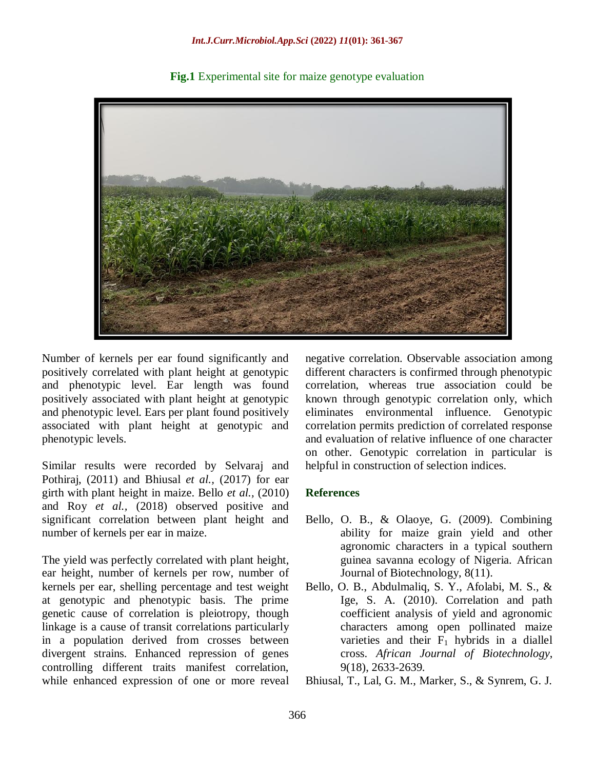**Fig.1** Experimental site for maize genotype evaluation

Number of kernels per ear found significantly and positively correlated with plant height at genotypic and phenotypic level. Ear length was found positively associated with plant height at genotypic and phenotypic level. Ears per plant found positively associated with plant height at genotypic and phenotypic levels.

Similar results were recorded by Selvaraj and Pothiraj, (2011) and Bhiusal *et al.,* (2017) for ear girth with plant height in maize. Bello *et al.,* (2010) and Roy *et al.,* (2018) observed positive and significant correlation between plant height and number of kernels per ear in maize.

The yield was perfectly correlated with plant height, ear height, number of kernels per row, number of kernels per ear, shelling percentage and test weight at genotypic and phenotypic basis. The prime genetic cause of correlation is pleiotropy, though linkage is a cause of transit correlations particularly in a population derived from crosses between divergent strains. Enhanced repression of genes controlling different traits manifest correlation, while enhanced expression of one or more reveal negative correlation. Observable association among different characters is confirmed through phenotypic correlation, whereas true association could be known through genotypic correlation only, which eliminates environmental influence. Genotypic correlation permits prediction of correlated response and evaluation of relative influence of one character on other. Genotypic correlation in particular is helpful in construction of selection indices.

## References

Bello, O. B., & Olaoye, G. (2009). Combining ability for maize grain yield and other agronomic characters in a typical southern guinea savanna ecology of Nigeria. African Journal of Biotechnology, 8(11).

Bello, O. B., Abdulmaliq, S. Y., Afolabi, M. S., & Ige, S. A. (2010). Correlation and path coefficient analysis of yield and agronomic characters among open pollinated maize varieties and their $F_1$ hybrids in a diallel cross. *African Journal of Biotechnology*, 9(18), 2633-2639.

Bhiusal, T., Lal, G. M., Marker, S., & Synrem, G. J.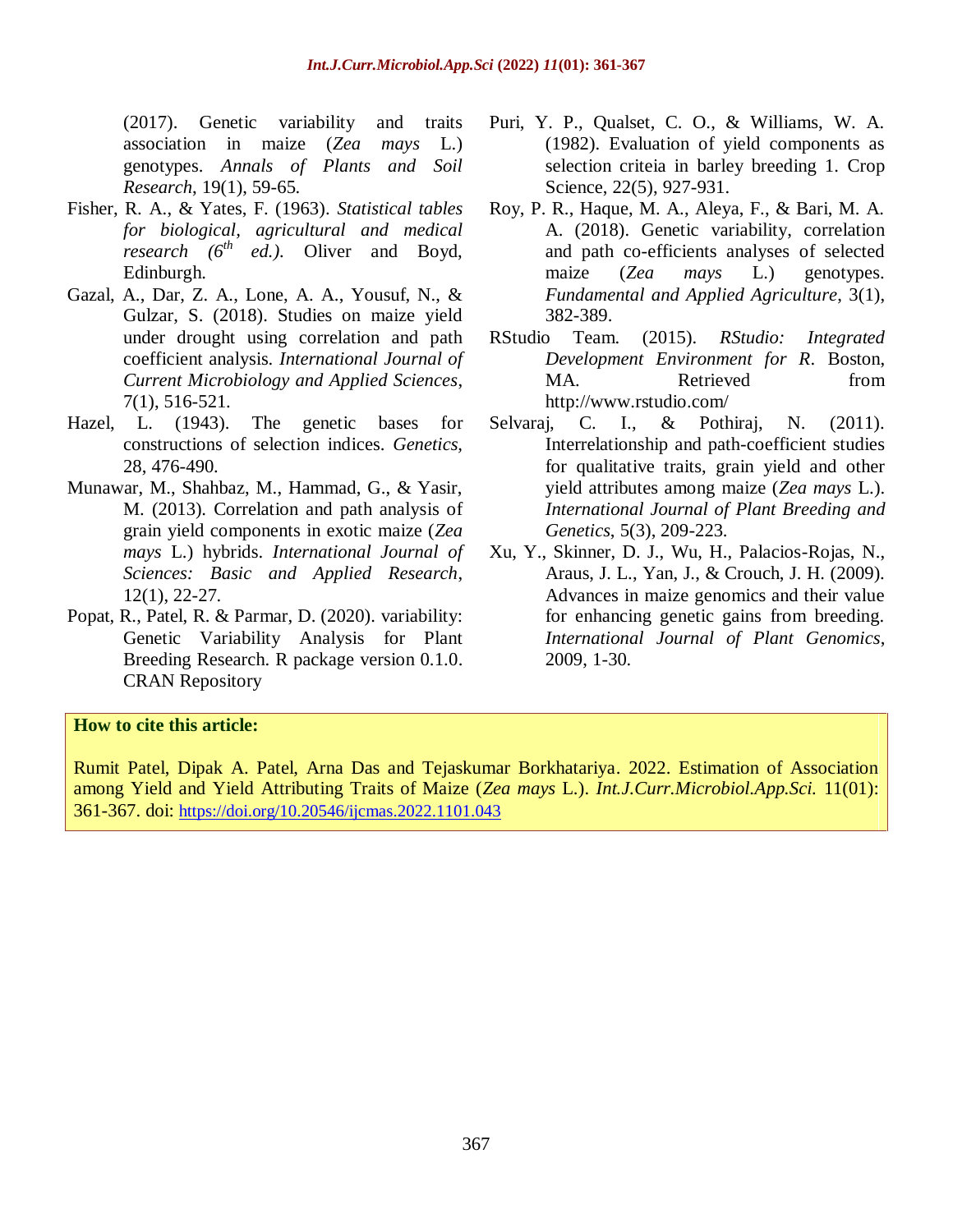(2017). Genetic variability and traits association in maize (*Zea mays* L.) genotypes. *Annals of Plants and Soil Research*, 19(1), 59-65.

Fisher, R. A., & Yates, F. (1963). *Statistical tables for biological, agricultural and medical research (6th ed.).* Oliver and Boyd, Edinburgh.

Gazal, A., Dar, Z. A., Lone, A. A., Yousuf, N., & Gulzar, S. (2018). Studies on maize yield under drought using correlation and path coefficient analysis. *International Journal of Current Microbiology and Applied Sciences*, 7(1), 516-521.

Hazel, L. (1943). The genetic bases for constructions of selection indices. *Genetics*, 28, 476-490.

Munawar, M., Shahbaz, M., Hammad, G., & Yasir, M. (2013). Correlation and path analysis of grain yield components in exotic maize (*Zea mays* L.) hybrids. *International Journal of Sciences: Basic and Applied Research*, 12(1), 22-27.

Popat, R., Patel, R. & Parmar, D. (2020). variability: Genetic Variability Analysis for Plant Breeding Research. R package version 0.1.0. CRAN Repository

Puri, Y. P., Qualset, C. O., & Williams, W. A. (1982). Evaluation of yield components as selection criteia in barley breeding 1. Crop Science, 22(5), 927-931.

Roy, P. R., Haque, M. A., Aleya, F., & Bari, M. A. A. (2018). Genetic variability, correlation and path co-efficients analyses of selected maize (*Zea mays* L.) genotypes. *Fundamental and Applied Agriculture*, 3(1), 382-389.

RStudio Team. (2015). *RStudio: Integrated Development Environment for R*. Boston, MA. Retrieved from http://www.rstudio.com/

Selvaraj, C. I., & Pothiraj, N. (2011). Interrelationship and path-coefficient studies for qualitative traits, grain yield and other yield attributes among maize (*Zea mays* L.). *International Journal of Plant Breeding and Genetics*, 5(3), 209-223.

Xu, Y., Skinner, D. J., Wu, H., Palacios-Rojas, N., Araus, J. L., Yan, J., & Crouch, J. H. (2009). Advances in maize genomics and their value for enhancing genetic gains from breeding. *International Journal of Plant Genomics*, 2009, 1-30.

**How to cite this article:**

Rumit Patel, Dipak A. Patel, Arna Das and Tejaskumar Borkhatariya. 2022. Estimation of Association among Yield and Yield Attributing Traits of Maize (*Zea mays* L.). *Int.J.Curr.Microbiol.App.Sci.* 11(01): 361-367. doi: https://doi.org/10.20546/ijcmas.2022.1101.043